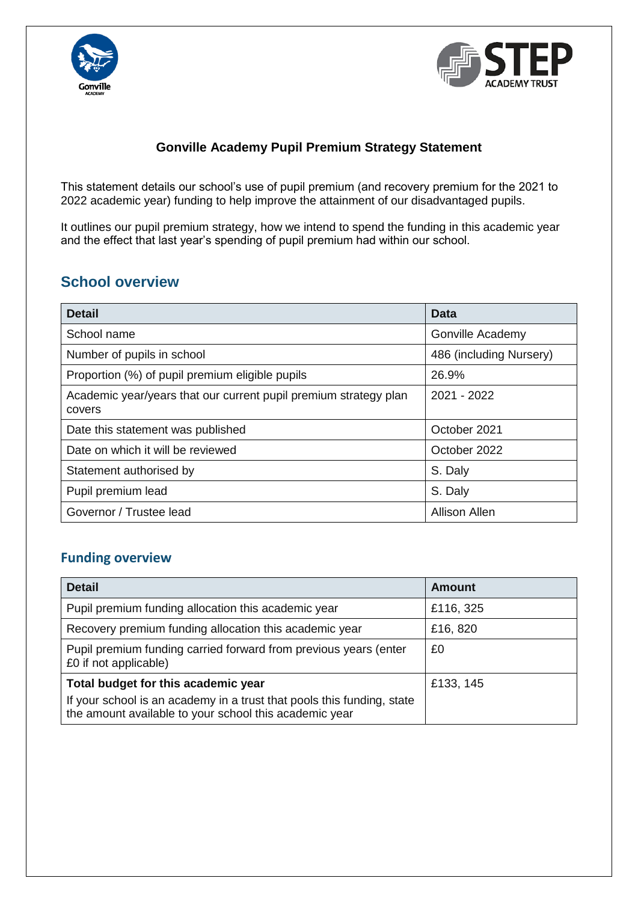# Gonville Academy Pupil Premium Strategy Statement

This statement details our school's use of pupil premium (and recovery premium for the 2021 to 2022 academic year) funding to help improve the attainment of our disadvantaged pupils.

It outlines our pupil premium strategy, how we intend to spend the funding in this academic year and the effect that last year's spending of pupil premium had within our school.

## School overview

| Detail | Data |
|---|---|
| School name | Gonville Academy |
| Number of pupils in school | 486 (including Nursery) |
| Proportion (%) of pupil premium eligible pupils | 26.9% |
| Academic year/years that our current pupil premium strategy plan covers | 2021 - 2022 |
| Date this statement was published | October 2021 |
| Date on which it will be reviewed | October 2022 |
| Statement authorised by | S. Daly |
| Pupil premium lead | S. Daly |
| Governor / Trustee lead | Allison Allen |

### Funding overview

| Detail | Amount |
|---|---|
| Pupil premium funding allocation this academic year | £116, 325 |
| Recovery premium funding allocation this academic year | £16, 820 |
| Pupil premium funding carried forward from previous years (enter £0 if not applicable) | £0 |
| **Total budget for this academic year**<br>If your school is an academy in a trust that pools this funding, state the amount available to your school this academic year | £133, 145 |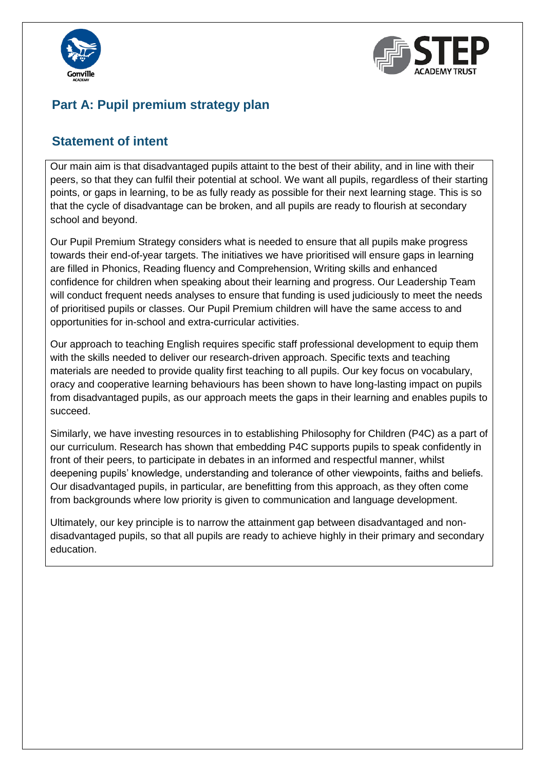## Part A: Pupil premium strategy plan

### Statement of intent

Our main aim is that disadvantaged pupils attaint to the best of their ability, and in line with their peers, so that they can fulfil their potential at school. We want all pupils, regardless of their starting points, or gaps in learning, to be as fully ready as possible for their next learning stage. This is so that the cycle of disadvantage can be broken, and all pupils are ready to flourish at secondary school and beyond.

Our Pupil Premium Strategy considers what is needed to ensure that all pupils make progress towards their end-of-year targets. The initiatives we have prioritised will ensure gaps in learning are filled in Phonics, Reading fluency and Comprehension, Writing skills and enhanced confidence for children when speaking about their learning and progress. Our Leadership Team will conduct frequent needs analyses to ensure that funding is used judiciously to meet the needs of prioritised pupils or classes. Our Pupil Premium children will have the same access to and opportunities for in-school and extra-curricular activities.

Our approach to teaching English requires specific staff professional development to equip them with the skills needed to deliver our research-driven approach. Specific texts and teaching materials are needed to provide quality first teaching to all pupils. Our key focus on vocabulary, oracy and cooperative learning behaviours has been shown to have long-lasting impact on pupils from disadvantaged pupils, as our approach meets the gaps in their learning and enables pupils to succeed.

Similarly, we have investing resources in to establishing Philosophy for Children (P4C) as a part of our curriculum. Research has shown that embedding P4C supports pupils to speak confidently in front of their peers, to participate in debates in an informed and respectful manner, whilst deepening pupils' knowledge, understanding and tolerance of other viewpoints, faiths and beliefs. Our disadvantaged pupils, in particular, are benefitting from this approach, as they often come from backgrounds where low priority is given to communication and language development.

Ultimately, our key principle is to narrow the attainment gap between disadvantaged and non-disadvantaged pupils, so that all pupils are ready to achieve highly in their primary and secondary education.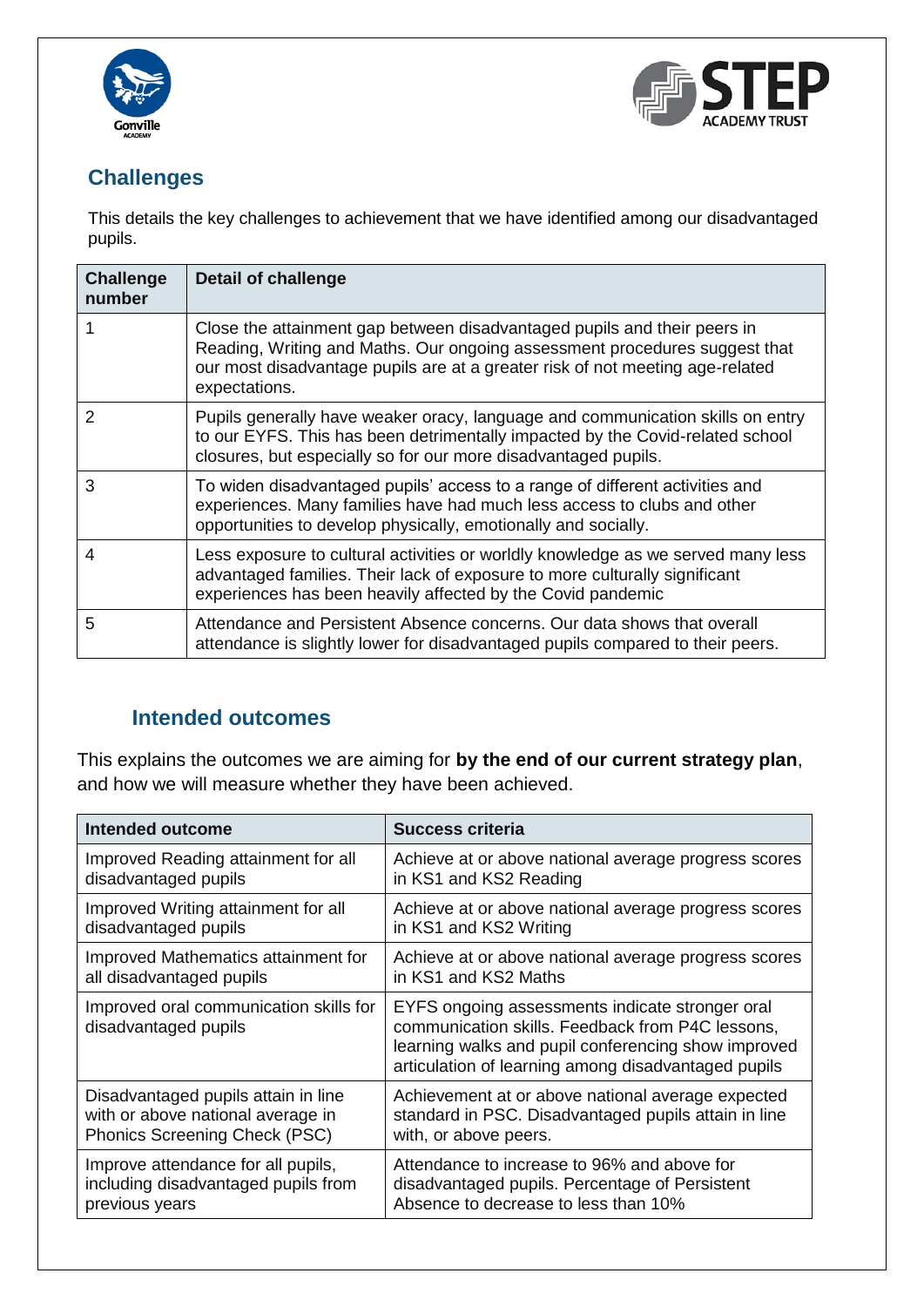## Challenges

This details the key challenges to achievement that we have identified among our disadvantaged pupils.

| Challenge number | Detail of challenge |
|---|---|
| 1 | Close the attainment gap between disadvantaged pupils and their peers in Reading, Writing and Maths. Our ongoing assessment procedures suggest that our most disadvantage pupils are at a greater risk of not meeting age-related expectations. |
| 2 | Pupils generally have weaker oracy, language and communication skills on entry to our EYFS. This has been detrimentally impacted by the Covid-related school closures, but especially so for our more disadvantaged pupils. |
| 3 | To widen disadvantaged pupils' access to a range of different activities and experiences. Many families have had much less access to clubs and other opportunities to develop physically, emotionally and socially. |
| 4 | Less exposure to cultural activities or worldly knowledge as we served many less advantaged families. Their lack of exposure to more culturally significant experiences has been heavily affected by the Covid pandemic |
| 5 | Attendance and Persistent Absence concerns. Our data shows that overall attendance is slightly lower for disadvantaged pupils compared to their peers. |

## Intended outcomes

This explains the outcomes we are aiming for **by the end of our current strategy plan**, and how we will measure whether they have been achieved.

| Intended outcome | Success criteria |
|---|---|
| Improved Reading attainment for all disadvantaged pupils | Achieve at or above national average progress scores in KS1 and KS2 Reading |
| Improved Writing attainment for all disadvantaged pupils | Achieve at or above national average progress scores in KS1 and KS2 Writing |
| Improved Mathematics attainment for all disadvantaged pupils | Achieve at or above national average progress scores in KS1 and KS2 Maths |
| Improved oral communication skills for disadvantaged pupils | EYFS ongoing assessments indicate stronger oral communication skills. Feedback from P4C lessons, learning walks and pupil conferencing show improved articulation of learning among disadvantaged pupils |
| Disadvantaged pupils attain in line with or above national average in Phonics Screening Check (PSC) | Achievement at or above national average expected standard in PSC. Disadvantaged pupils attain in line with, or above peers. |
| Improve attendance for all pupils, including disadvantaged pupils from previous years | Attendance to increase to 96% and above for disadvantaged pupils. Percentage of Persistent Absence to decrease to less than 10% |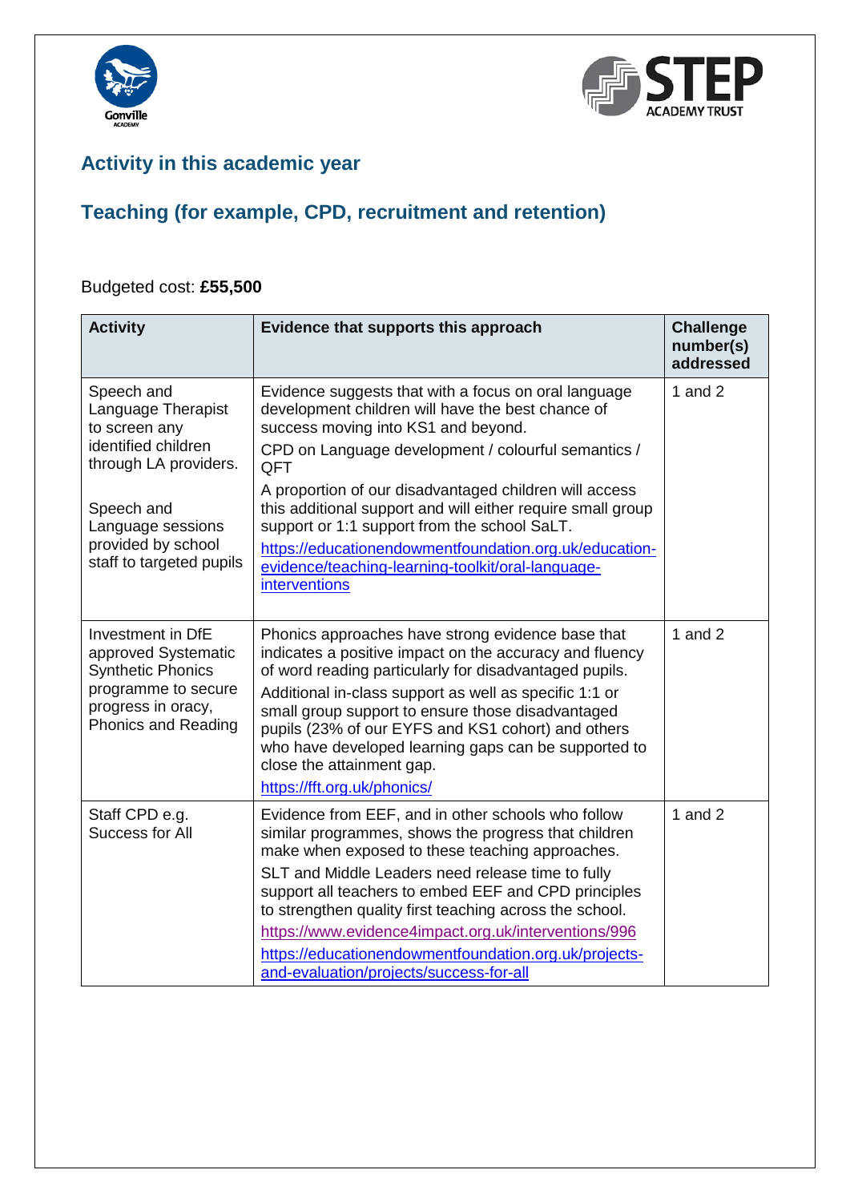## Activity in this academic year

## Teaching (for example, CPD, recruitment and retention)

Budgeted cost: **£55,500**

| Activity | Evidence that supports this approach | Challenge number(s) addressed |
| --- | --- | --- |
| Speech and Language Therapist to screen any identified children through LA providers.<br><br>Speech and Language sessions provided by school staff to targeted pupils | Evidence suggests that with a focus on oral language development children will have the best chance of success moving into KS1 and beyond.<br>CPD on Language development / colourful semantics / QFT<br>A proportion of our disadvantaged children will access this additional support and will either require small group support or 1:1 support from the school SaLT.<br>https://educationendowmentfoundation.org.uk/education-evidence/teaching-learning-toolkit/oral-language-interventions | 1 and 2 |
| Investment in DfE approved Systematic Synthetic Phonics programme to secure progress in oracy, Phonics and Reading | Phonics approaches have strong evidence base that indicates a positive impact on the accuracy and fluency of word reading particularly for disadvantaged pupils.<br>Additional in-class support as well as specific 1:1 or small group support to ensure those disadvantaged pupils (23% of our EYFS and KS1 cohort) and others who have developed learning gaps can be supported to close the attainment gap.<br>https://fft.org.uk/phonics/ | 1 and 2 |
| Staff CPD e.g. Success for All | Evidence from EEF, and in other schools who follow similar programmes, shows the progress that children make when exposed to these teaching approaches.<br>SLT and Middle Leaders need release time to fully support all teachers to embed EEF and CPD principles to strengthen quality first teaching across the school.<br>https://www.evidence4impact.org.uk/interventions/996<br>https://educationendowmentfoundation.org.uk/projects-and-evaluation/projects/success-for-all | 1 and 2 |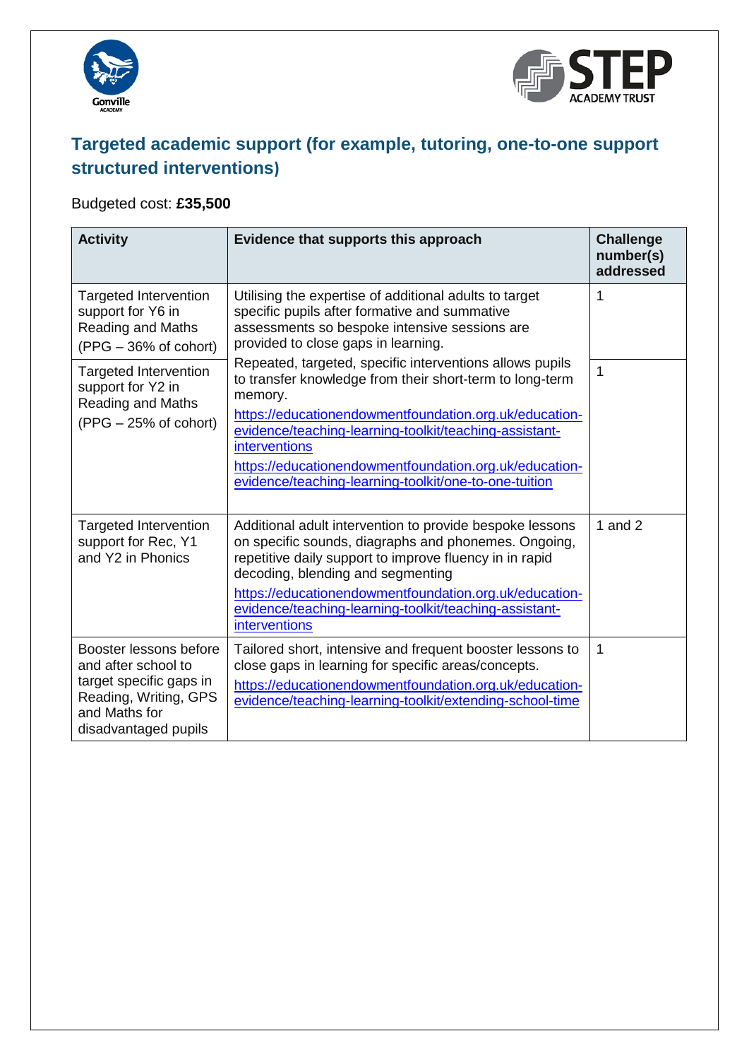## Targeted academic support (for example, tutoring, one-to-one support structured interventions)

Budgeted cost: **£35,500**

| Activity | Evidence that supports this approach | Challenge number(s) addressed |
|---|---|---|
| Targeted Intervention support for Y6 in Reading and Maths (PPG – 36% of cohort) | Utilising the expertise of additional adults to target specific pupils after formative and summative assessments so bespoke intensive sessions are provided to close gaps in learning. | 1 |
| Targeted Intervention support for Y2 in Reading and Maths (PPG – 25% of cohort) | Repeated, targeted, specific interventions allows pupils to transfer knowledge from their short-term to long-term memory. [https://educationendowmentfoundation.org.uk/education-evidence/teaching-learning-toolkit/teaching-assistant-interventions](https://educationendowmentfoundation.org.uk/education-evidence/teaching-learning-toolkit/teaching-assistant-interventions) [https://educationendowmentfoundation.org.uk/education-evidence/teaching-learning-toolkit/one-to-one-tuition](https://educationendowmentfoundation.org.uk/education-evidence/teaching-learning-toolkit/one-to-one-tuition) | 1 |
| Targeted Intervention support for Rec, Y1 and Y2 in Phonics | Additional adult intervention to provide bespoke lessons on specific sounds, diagraphs and phonemes. Ongoing, repetitive daily support to improve fluency in in rapid decoding, blending and segmenting [https://educationendowmentfoundation.org.uk/education-evidence/teaching-learning-toolkit/teaching-assistant-interventions](https://educationendowmentfoundation.org.uk/education-evidence/teaching-learning-toolkit/teaching-assistant-interventions) | 1 and 2 |
| Booster lessons before and after school to target specific gaps in Reading, Writing, GPS and Maths for disadvantaged pupils | Tailored short, intensive and frequent booster lessons to close gaps in learning for specific areas/concepts. [https://educationendowmentfoundation.org.uk/education-evidence/teaching-learning-toolkit/extending-school-time](https://educationendowmentfoundation.org.uk/education-evidence/teaching-learning-toolkit/extending-school-time) | 1 |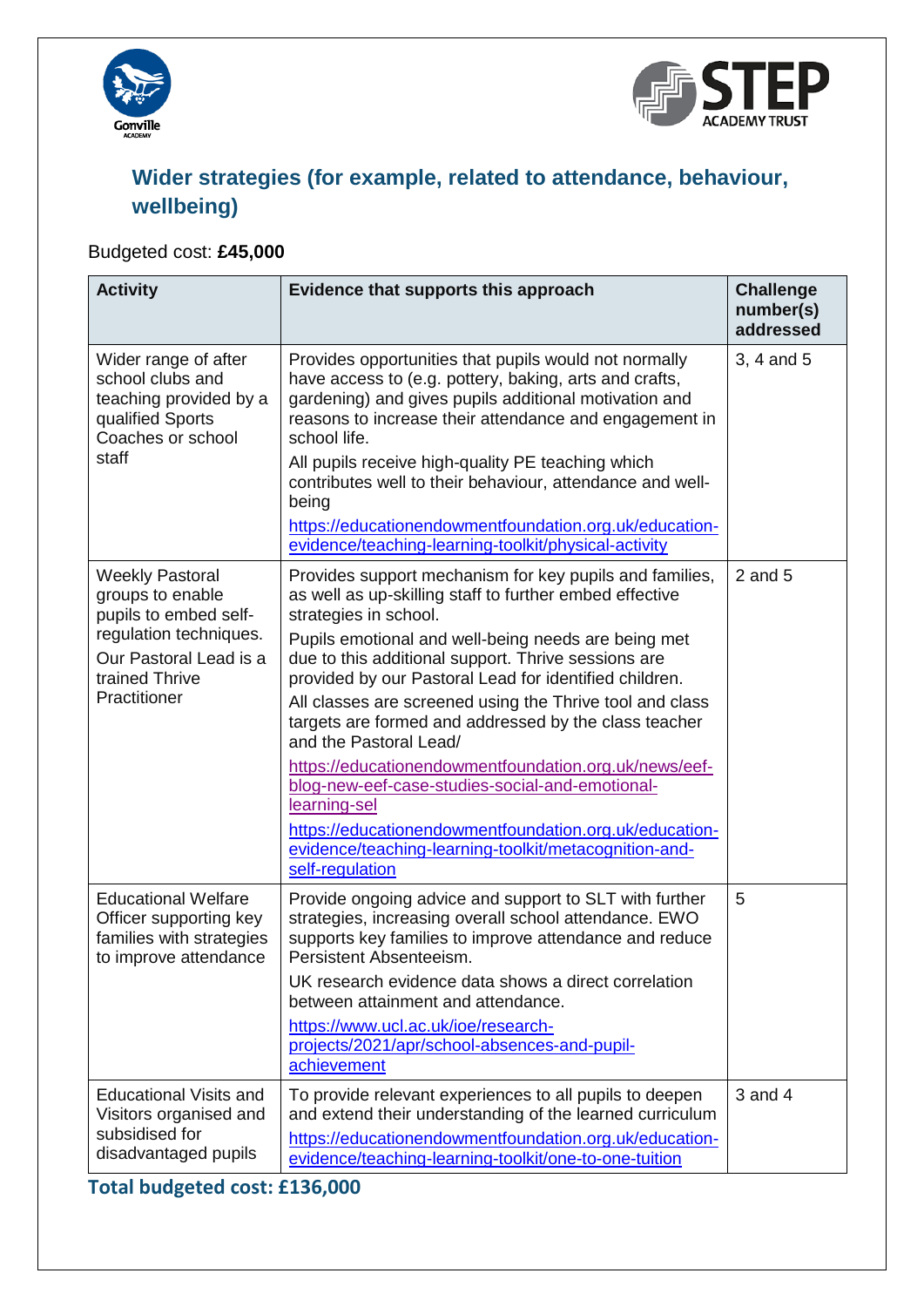## Wider strategies (for example, related to attendance, behaviour, wellbeing)

Budgeted cost: **£45,000**

| Activity | Evidence that supports this approach | Challenge number(s) addressed |
|---|---|---|
| Wider range of after school clubs and teaching provided by a qualified Sports Coaches or school staff | Provides opportunities that pupils would not normally have access to (e.g. pottery, baking, arts and crafts, gardening) and gives pupils additional motivation and reasons to increase their attendance and engagement in school life.<br>All pupils receive high-quality PE teaching which contributes well to their behaviour, attendance and well-being<br>https://educationendowmentfoundation.org.uk/education-evidence/teaching-learning-toolkit/physical-activity | 3, 4 and 5 |
| Weekly Pastoral groups to enable pupils to embed self-regulation techniques.<br>Our Pastoral Lead is a trained Thrive Practitioner | Provides support mechanism for key pupils and families, as well as up-skilling staff to further embed effective strategies in school.<br>Pupils emotional and well-being needs are being met due to this additional support. Thrive sessions are provided by our Pastoral Lead for identified children.<br>All classes are screened using the Thrive tool and class targets are formed and addressed by the class teacher and the Pastoral Lead/<br>https://educationendowmentfoundation.org.uk/news/eef-blog-new-eef-case-studies-social-and-emotional-learning-sel<br>https://educationendowmentfoundation.org.uk/education-evidence/teaching-learning-toolkit/metacognition-and-self-regulation | 2 and 5 |
| Educational Welfare Officer supporting key families with strategies to improve attendance | Provide ongoing advice and support to SLT with further strategies, increasing overall school attendance. EWO supports key families to improve attendance and reduce Persistent Absenteeism.<br>UK research evidence data shows a direct correlation between attainment and attendance.<br>https://www.ucl.ac.uk/ioe/research-projects/2021/apr/school-absences-and-pupil-achievement | 5 |
| Educational Visits and Visitors organised and subsidised for disadvantaged pupils | To provide relevant experiences to all pupils to deepen and extend their understanding of the learned curriculum<br>https://educationendowmentfoundation.org.uk/education-evidence/teaching-learning-toolkit/one-to-one-tuition | 3 and 4 |

**Total budgeted cost: £136,000**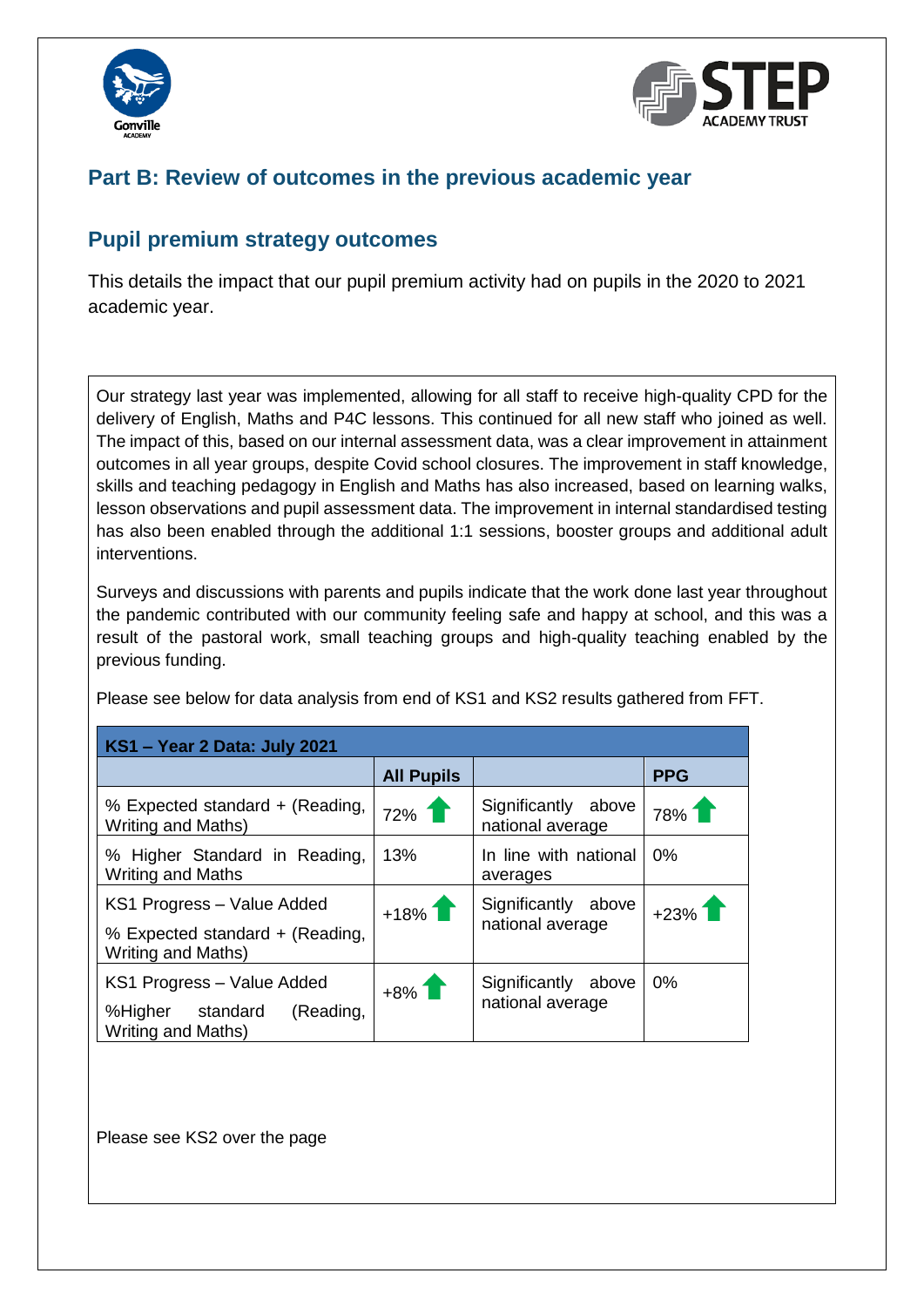## Part B: Review of outcomes in the previous academic year

## Pupil premium strategy outcomes

This details the impact that our pupil premium activity had on pupils in the 2020 to 2021 academic year.

Our strategy last year was implemented, allowing for all staff to receive high-quality CPD for the delivery of English, Maths and P4C lessons. This continued for all new staff who joined as well. The impact of this, based on our internal assessment data, was a clear improvement in attainment outcomes in all year groups, despite Covid school closures. The improvement in staff knowledge, skills and teaching pedagogy in English and Maths has also increased, based on learning walks, lesson observations and pupil assessment data. The improvement in internal standardised testing has also been enabled through the additional 1:1 sessions, booster groups and additional adult interventions.

Surveys and discussions with parents and pupils indicate that the work done last year throughout the pandemic contributed with our community feeling safe and happy at school, and this was a result of the pastoral work, small teaching groups and high-quality teaching enabled by the previous funding.

Please see below for data analysis from end of KS1 and KS2 results gathered from FFT.

| **KS1 – Year 2 Data: July 2021** | | | |
|---|---|---|---|
| | **All Pupils** | | **PPG** |
| % Expected standard + (Reading, Writing and Maths) | 72% ↑ | Significantly above national average | 78% ↑ |
| % Higher Standard in Reading, Writing and Maths | 13% | In line with national averages | 0% |
| KS1 Progress – Value Added<br>% Expected standard + (Reading, Writing and Maths) | +18% ↑ | Significantly above national average | +23% ↑ |
| KS1 Progress – Value Added<br>%Higher standard (Reading, Writing and Maths) | +8% ↑ | Significantly above national average | 0% |

Please see KS2 over the page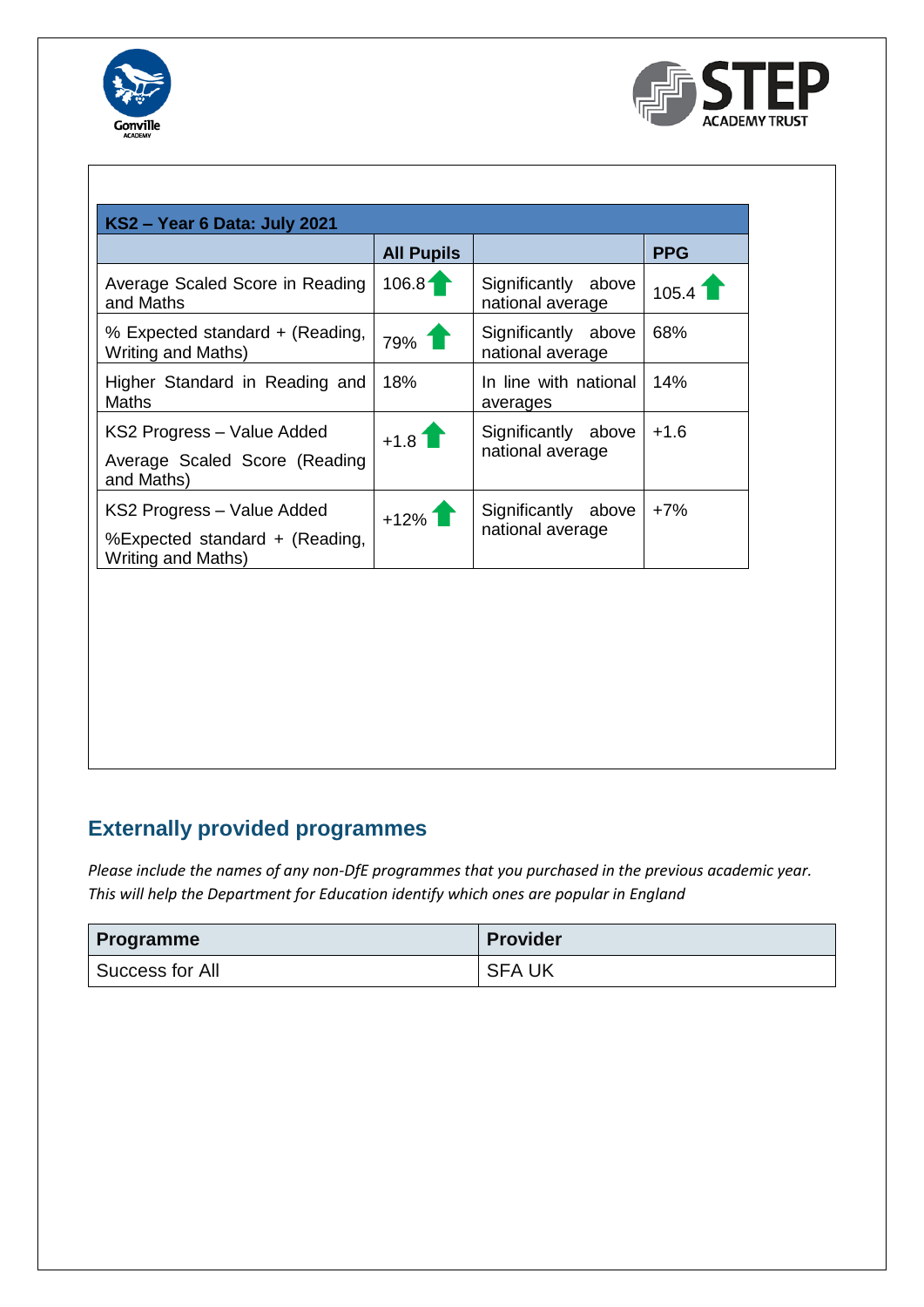| KS2 – Year 6 Data: July 2021 | | | |
|---|---|---|---|
| | **All Pupils** | | **PPG** |
| Average Scaled Score in Reading and Maths | 106.8 | Significantly above national average | 105.4 |
| % Expected standard + (Reading, Writing and Maths) | 79% | Significantly above national average | 68% |
| Higher Standard in Reading and Maths | 18% | In line with national averages | 14% |
| KS2 Progress – Value Added<br>Average Scaled Score (Reading and Maths) | +1.8 | Significantly above national average | +1.6 |
| KS2 Progress – Value Added<br>%Expected standard + (Reading, Writing and Maths) | +12% | Significantly above national average | +7% |

## Externally provided programmes

*Please include the names of any non-DfE programmes that you purchased in the previous academic year. This will help the Department for Education identify which ones are popular in England*

| Programme | Provider |
|---|---|
| Success for All | SFA UK |